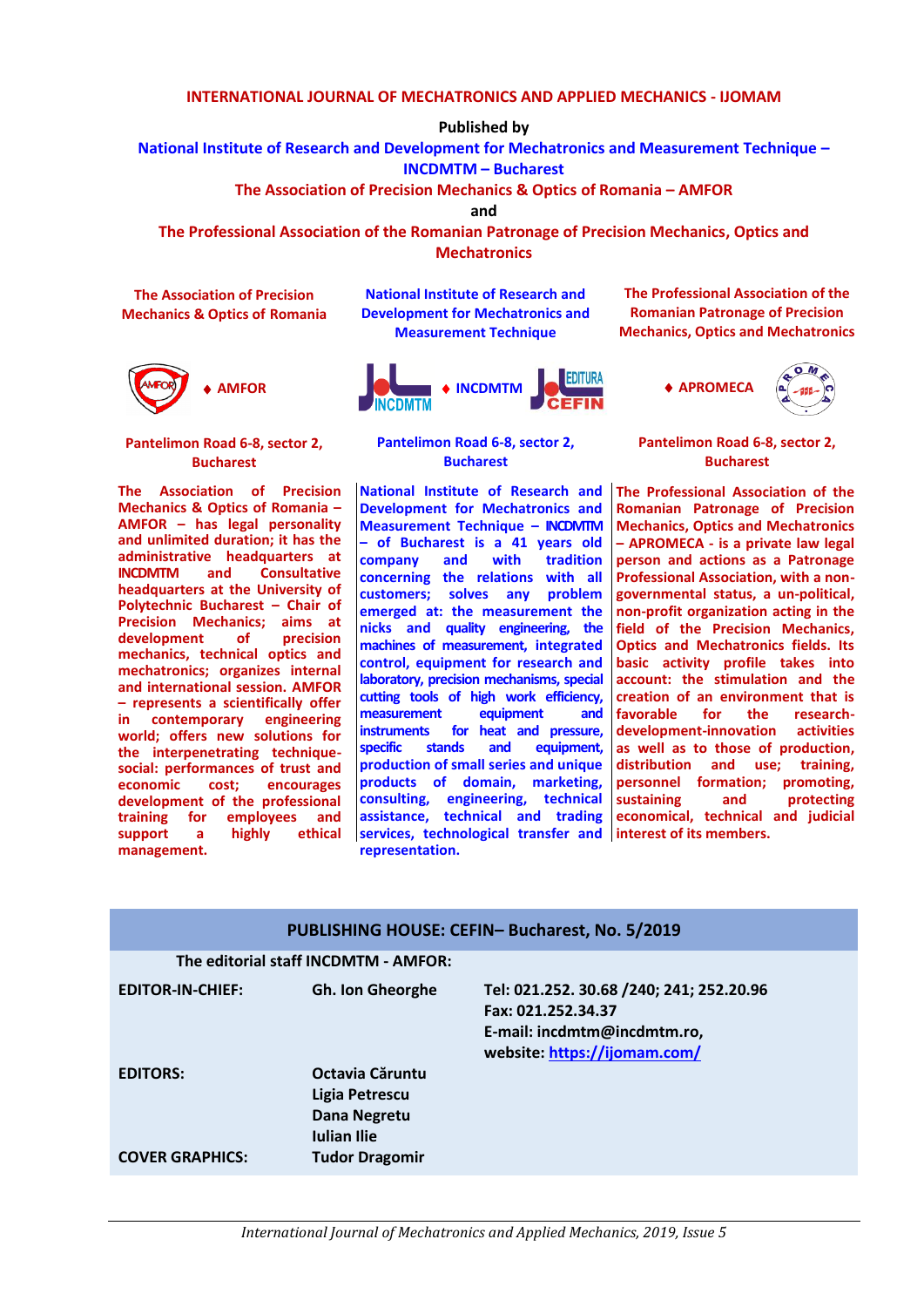# INTERNATIONAL JOURNAL OF MECHATRONICS AND APPLIED MECHANICS - IJOMAM

**Published by**

**National Institute of Research and Development for Mechatronics and Measurement Technique – INCDMTM – Bucharest**

**The Association of Precision Mechanics & Optics of Romania – AMFOR**

**and**

**The Professional Association of the Romanian Patronage of Precision Mechanics, Optics and Mechatronics**

**The Association of Precision Mechanics & Optics of Romania**

♦ **AMFOR**

**Pantelimon Road 6-8, sector 2, Bucharest**

**The Association of Precision Mechanics & Optics of Romania – AMFOR – has legal personality and unlimited duration; it has the administrative headquarters at INCDMTM and Consultative headquarters at the University of Polytechnic Bucharest – Chair of Precision Mechanics; aims at development of precision mechanics, technical optics and mechatronics; organizes internal and international session. AMFOR – represents a scientifically offer in contemporary engineering world; offers new solutions for the interpenetrating technique-social: performances of trust and economic cost; encourages development of the professional training for employees and support a highly ethical management.**

**National Institute of Research and Development for Mechatronics and Measurement Technique**

♦ **INCDMTM**

**Pantelimon Road 6-8, sector 2, Bucharest**

**National Institute of Research and Development for Mechatronics and Measurement Technique – INCDMTM – of Bucharest is a 41 years old company and with tradition concerning the relations with all customers; solves any problem emerged at: the measurement the nicks and quality engineering, the machines of measurement, integrated control, equipment for research and laboratory, precision mechanisms, special cutting tools of high work efficiency, measurement equipment and instruments for heat and pressure, specific stands and equipment, production of small series and unique products of domain, marketing, consulting, engineering, technical assistance, technical and trading services, technological transfer and representation.**

**The Professional Association of the Romanian Patronage of Precision Mechanics, Optics and Mechatronics**

♦ **APROMECA**

**Pantelimon Road 6-8, sector 2, Bucharest**

**The Professional Association of the Romanian Patronage of Precision Mechanics, Optics and Mechatronics – APROMECA - is a private law legal person and actions as a Patronage Professional Association, with a non-governmental status, a un-political, non-profit organization acting in the field of the Precision Mechanics, Optics and Mechatronics fields. Its basic activity profile takes into account: the stimulation and the creation of an environment that is favorable for the research-development-innovation activities as well as to those of production, distribution and use; training, personnel formation; promoting, sustaining and protecting economical, technical and judicial interest of its members.**

**PUBLISHING HOUSE: CEFIN– Bucharest, No. 5/2019**

**The editorial staff INCDMTM - AMFOR:**

| | | |
|---|---|---|
| **EDITOR-IN-CHIEF:** | **Gh. Ion Gheorghe** | **Tel: 021.252. 30.68 /240; 241; 252.20.96**<br>**Fax: 021.252.34.37**<br>**E-mail: incdmtm@incdmtm.ro,**<br>**website: https://ijomam.com/** |
| **EDITORS:** | **Octavia Căruntu**<br>**Ligia Petrescu**<br>**Dana Negretu**<br>**Iulian Ilie** | |
| **COVER GRAPHICS:** | **Tudor Dragomir** | |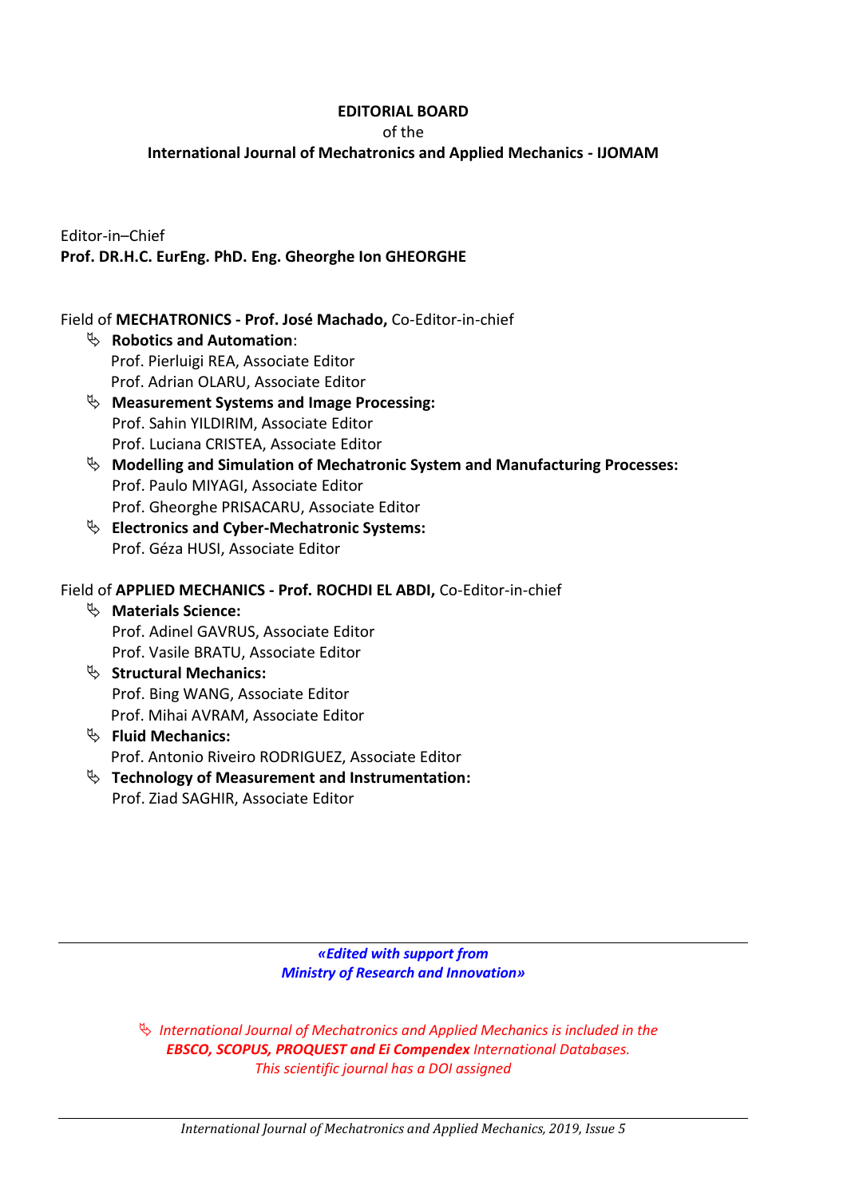**EDITORIAL BOARD**

of the

**International Journal of Mechatronics and Applied Mechanics - IJOMAM**

Editor-in–Chief

**Prof. DR.H.C. EurEng. PhD. Eng. Gheorghe Ion GHEORGHE**

Field of **MECHATRONICS - Prof. José Machado,** Co-Editor-in-chief

- **Robotics and Automation**:
  Prof. Pierluigi REA, Associate Editor
  Prof. Adrian OLARU, Associate Editor
- **Measurement Systems and Image Processing:**
  Prof. Sahin YILDIRIM, Associate Editor
  Prof. Luciana CRISTEA, Associate Editor
- **Modelling and Simulation of Mechatronic System and Manufacturing Processes:**
  Prof. Paulo MIYAGI, Associate Editor
  Prof. Gheorghe PRISACARU, Associate Editor
- **Electronics and Cyber-Mechatronic Systems:**
  Prof. Géza HUSI, Associate Editor

Field of **APPLIED MECHANICS - Prof. ROCHDI EL ABDI,** Co-Editor-in-chief

- **Materials Science:**
  Prof. Adinel GAVRUS, Associate Editor
  Prof. Vasile BRATU, Associate Editor
- **Structural Mechanics:**
  Prof. Bing WANG, Associate Editor
  Prof. Mihai AVRAM, Associate Editor
- **Fluid Mechanics:**
  Prof. Antonio Riveiro RODRIGUEZ, Associate Editor
- **Technology of Measurement and Instrumentation:**
  Prof. Ziad SAGHIR, Associate Editor

---

***«Edited with support from***
***Ministry of Research and Innovation»***

*International Journal of Mechatronics and Applied Mechanics is included in the* ***EBSCO, SCOPUS, PROQUEST and Ei Compendex*** *International Databases.*
*This scientific journal has a DOI assigned*